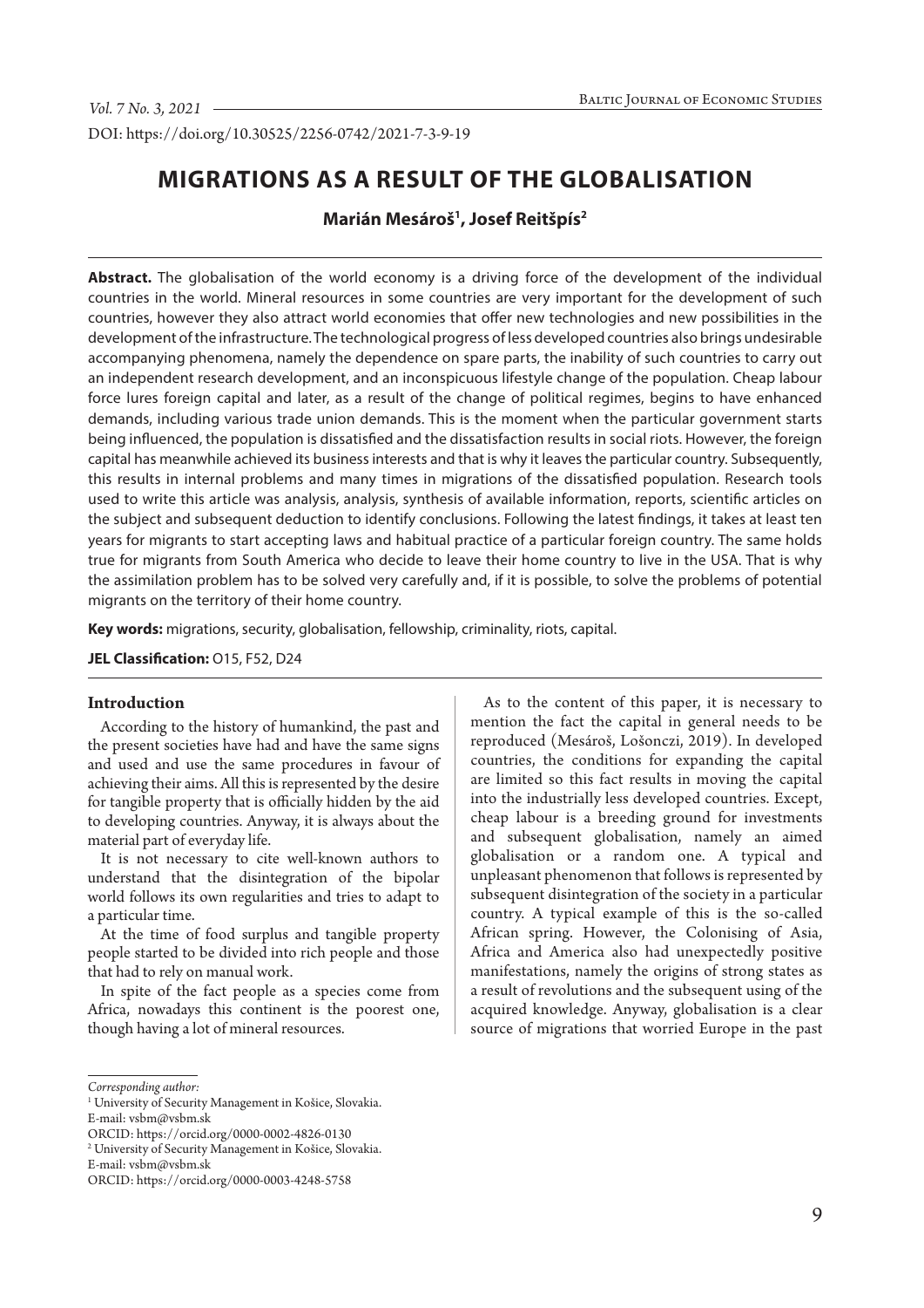DOI: https://doi.org/10.30525/2256-0742/2021-7-3-9-19

# MIGRATIONS AS A RESULT OF THE GLOBALISATION

**Marián Mesároš[1], Josef Reitšpís[2]**

**Abstract.** The globalisation of the world economy is a driving force of the development of the individual countries in the world. Mineral resources in some countries are very important for the development of such countries, however they also attract world economies that offer new technologies and new possibilities in the development of the infrastructure. The technological progress of less developed countries also brings undesirable accompanying phenomena, namely the dependence on spare parts, the inability of such countries to carry out an independent research development, and an inconspicuous lifestyle change of the population. Cheap labour force lures foreign capital and later, as a result of the change of political regimes, begins to have enhanced demands, including various trade union demands. This is the moment when the particular government starts being influenced, the population is dissatisfied and the dissatisfaction results in social riots. However, the foreign capital has meanwhile achieved its business interests and that is why it leaves the particular country. Subsequently, this results in internal problems and many times in migrations of the dissatisfied population. Research tools used to write this article was analysis, analysis, synthesis of available information, reports, scientific articles on the subject and subsequent deduction to identify conclusions. Following the latest findings, it takes at least ten years for migrants to start accepting laws and habitual practice of a particular foreign country. The same holds true for migrants from South America who decide to leave their home country to live in the USA. That is why the assimilation problem has to be solved very carefully and, if it is possible, to solve the problems of potential migrants on the territory of their home country.

**Key words:** migrations, security, globalisation, fellowship, criminality, riots, capital.

**JEL Classification:** O15, F52, D24

## Introduction

According to the history of humankind, the past and the present societies have had and have the same signs and used and use the same procedures in favour of achieving their aims. All this is represented by the desire for tangible property that is officially hidden by the aid to developing countries. Anyway, it is always about the material part of everyday life.

It is not necessary to cite well-known authors to understand that the disintegration of the bipolar world follows its own regularities and tries to adapt to a particular time.

At the time of food surplus and tangible property people started to be divided into rich people and those that had to rely on manual work.

In spite of the fact people as a species come from Africa, nowadays this continent is the poorest one, though having a lot of mineral resources.

As to the content of this paper, it is necessary to mention the fact the capital in general needs to be reproduced (Mesároš, Lošonczi, 2019). In developed countries, the conditions for expanding the capital are limited so this fact results in moving the capital into the industrially less developed countries. Except, cheap labour is a breeding ground for investments and subsequent globalisation, namely an aimed globalisation or a random one. A typical and unpleasant phenomenon that follows is represented by subsequent disintegration of the society in a particular country. A typical example of this is the so-called African spring. However, the Colonising of Asia, Africa and America also had unexpectedly positive manifestations, namely the origins of strong states as a result of revolutions and the subsequent using of the acquired knowledge. Anyway, globalisation is a clear source of migrations that worried Europe in the past

*Corresponding author:*

[1] University of Security Management in Košice, Slovakia.
E-mail: vsbm@vsbm.sk
ORCID: https://orcid.org/0000-0002-4826-0130

[2] University of Security Management in Košice, Slovakia.
E-mail: vsbm@vsbm.sk
ORCID: https://orcid.org/0000-0003-4248-5758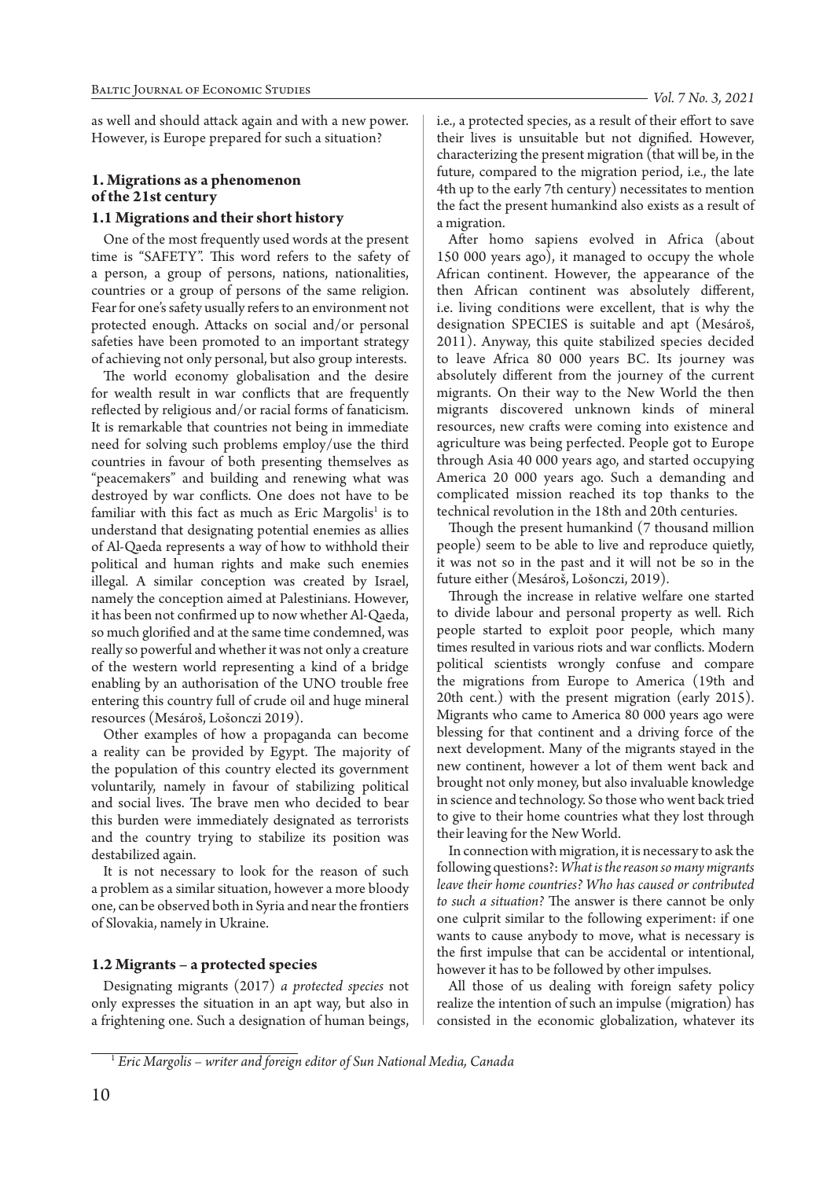as well and should attack again and with a new power. However, is Europe prepared for such a situation?

## 1. Migrations as a phenomenon of the 21st century

### 1.1 Migrations and their short history

One of the most frequently used words at the present time is "SAFETY". This word refers to the safety of a person, a group of persons, nations, nationalities, countries or a group of persons of the same religion. Fear for one's safety usually refers to an environment not protected enough. Attacks on social and/or personal safeties have been promoted to an important strategy of achieving not only personal, but also group interests.

The world economy globalisation and the desire for wealth result in war conflicts that are frequently reflected by religious and/or racial forms of fanaticism. It is remarkable that countries not being in immediate need for solving such problems employ/use the third countries in favour of both presenting themselves as "peacemakers" and building and renewing what was destroyed by war conflicts. One does not have to be familiar with this fact as much as Eric Margolis[1] is to understand that designating potential enemies as allies of Al-Qaeda represents a way of how to withhold their political and human rights and make such enemies illegal. A similar conception was created by Israel, namely the conception aimed at Palestinians. However, it has been not confirmed up to now whether Al-Qaeda, so much glorified and at the same time condemned, was really so powerful and whether it was not only a creature of the western world representing a kind of a bridge enabling by an authorisation of the UNO trouble free entering this country full of crude oil and huge mineral resources (Mesároš, Lošonczi 2019).

Other examples of how a propaganda can become a reality can be provided by Egypt. The majority of the population of this country elected its government voluntarily, namely in favour of stabilizing political and social lives. The brave men who decided to bear this burden were immediately designated as terrorists and the country trying to stabilize its position was destabilized again.

It is not necessary to look for the reason of such a problem as a similar situation, however a more bloody one, can be observed both in Syria and near the frontiers of Slovakia, namely in Ukraine.

### 1.2 Migrants – a protected species

Designating migrants (2017) *a protected species* not only expresses the situation in an apt way, but also in a frightening one. Such a designation of human beings, i.e., a protected species, as a result of their effort to save their lives is unsuitable but not dignified. However, characterizing the present migration (that will be, in the future, compared to the migration period, i.e., the late 4th up to the early 7th century) necessitates to mention the fact the present humankind also exists as a result of a migration.

After homo sapiens evolved in Africa (about 150 000 years ago), it managed to occupy the whole African continent. However, the appearance of the then African continent was absolutely different, i.e. living conditions were excellent, that is why the designation SPECIES is suitable and apt (Mesároš, 2011). Anyway, this quite stabilized species decided to leave Africa 80 000 years BC. Its journey was absolutely different from the journey of the current migrants. On their way to the New World the then migrants discovered unknown kinds of mineral resources, new crafts were coming into existence and agriculture was being perfected. People got to Europe through Asia 40 000 years ago, and started occupying America 20 000 years ago. Such a demanding and complicated mission reached its top thanks to the technical revolution in the 18th and 20th centuries.

Though the present humankind (7 thousand million people) seem to be able to live and reproduce quietly, it was not so in the past and it will not be so in the future either (Mesároš, Lošonczi, 2019).

Through the increase in relative welfare one started to divide labour and personal property as well. Rich people started to exploit poor people, which many times resulted in various riots and war conflicts. Modern political scientists wrongly confuse and compare the migrations from Europe to America (19th and 20th cent.) with the present migration (early 2015). Migrants who came to America 80 000 years ago were blessing for that continent and a driving force of the next development. Many of the migrants stayed in the new continent, however a lot of them went back and brought not only money, but also invaluable knowledge in science and technology. So those who went back tried to give to their home countries what they lost through their leaving for the New World.

In connection with migration, it is necessary to ask the following questions?: *What is the reason so many migrants leave their home countries? Who has caused or contributed to such a situation?* The answer is there cannot be only one culprit similar to the following experiment: if one wants to cause anybody to move, what is necessary is the first impulse that can be accidental or intentional, however it has to be followed by other impulses.

All those of us dealing with foreign safety policy realize the intention of such an impulse (migration) has consisted in the economic globalization, whatever its

[1] *Eric Margolis – writer and foreign editor of Sun National Media, Canada*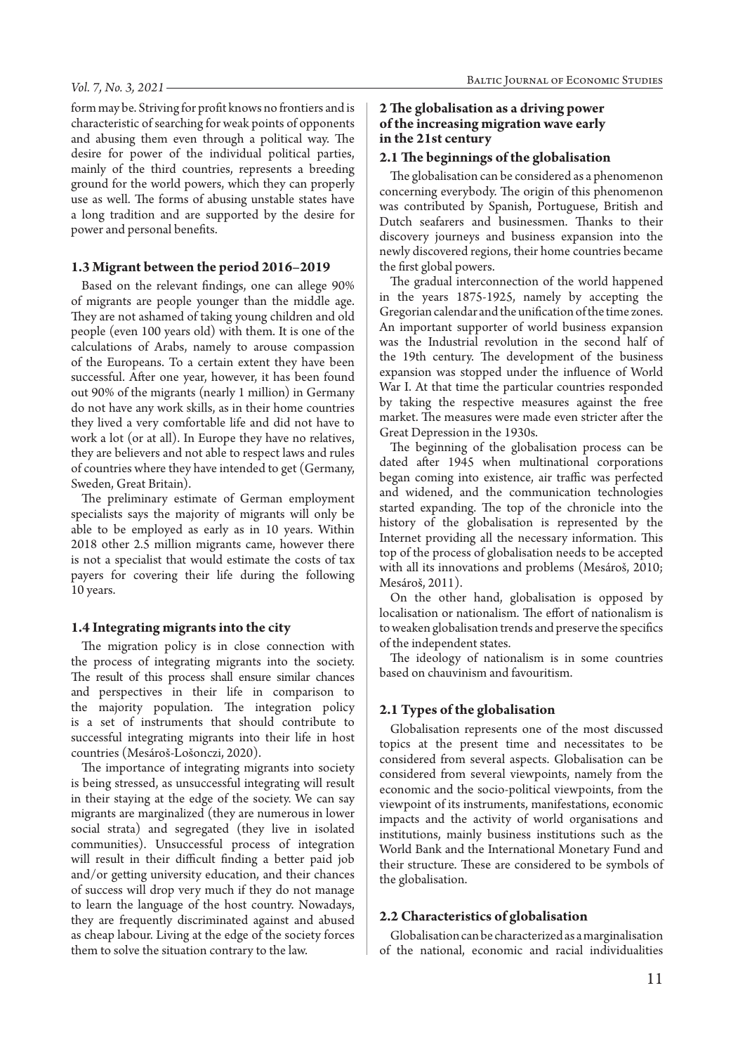form may be. Striving for profit knows no frontiers and is characteristic of searching for weak points of opponents and abusing them even through a political way. The desire for power of the individual political parties, mainly of the third countries, represents a breeding ground for the world powers, which they can properly use as well. The forms of abusing unstable states have a long tradition and are supported by the desire for power and personal benefits.

### 1.3 Migrant between the period 2016–2019

Based on the relevant findings, one can allege 90% of migrants are people younger than the middle age. They are not ashamed of taking young children and old people (even 100 years old) with them. It is one of the calculations of Arabs, namely to arouse compassion of the Europeans. To a certain extent they have been successful. After one year, however, it has been found out 90% of the migrants (nearly 1 million) in Germany do not have any work skills, as in their home countries they lived a very comfortable life and did not have to work a lot (or at all). In Europe they have no relatives, they are believers and not able to respect laws and rules of countries where they have intended to get (Germany, Sweden, Great Britain).

The preliminary estimate of German employment specialists says the majority of migrants will only be able to be employed as early as in 10 years. Within 2018 other 2.5 million migrants came, however there is not a specialist that would estimate the costs of tax payers for covering their life during the following 10 years.

### 1.4 Integrating migrants into the city

The migration policy is in close connection with the process of integrating migrants into the society. The result of this process shall ensure similar chances and perspectives in their life in comparison to the majority population. The integration policy is a set of instruments that should contribute to successful integrating migrants into their life in host countries (Mesároš-Lošonczi, 2020).

The importance of integrating migrants into society is being stressed, as unsuccessful integrating will result in their staying at the edge of the society. We can say migrants are marginalized (they are numerous in lower social strata) and segregated (they live in isolated communities). Unsuccessful process of integration will result in their difficult finding a better paid job and/or getting university education, and their chances of success will drop very much if they do not manage to learn the language of the host country. Nowadays, they are frequently discriminated against and abused as cheap labour. Living at the edge of the society forces them to solve the situation contrary to the law.

## 2 The globalisation as a driving power of the increasing migration wave early in the 21st century

### 2.1 The beginnings of the globalisation

The globalisation can be considered as a phenomenon concerning everybody. The origin of this phenomenon was contributed by Spanish, Portuguese, British and Dutch seafarers and businessmen. Thanks to their discovery journeys and business expansion into the newly discovered regions, their home countries became the first global powers.

The gradual interconnection of the world happened in the years 1875-1925, namely by accepting the Gregorian calendar and the unification of the time zones. An important supporter of world business expansion was the Industrial revolution in the second half of the 19th century. The development of the business expansion was stopped under the influence of World War I. At that time the particular countries responded by taking the respective measures against the free market. The measures were made even stricter after the Great Depression in the 1930s.

The beginning of the globalisation process can be dated after 1945 when multinational corporations began coming into existence, air traffic was perfected and widened, and the communication technologies started expanding. The top of the chronicle into the history of the globalisation is represented by the Internet providing all the necessary information. This top of the process of globalisation needs to be accepted with all its innovations and problems (Mesároš, 2010; Mesároš, 2011).

On the other hand, globalisation is opposed by localisation or nationalism. The effort of nationalism is to weaken globalisation trends and preserve the specifics of the independent states.

The ideology of nationalism is in some countries based on chauvinism and favouritism.

### 2.1 Types of the globalisation

Globalisation represents one of the most discussed topics at the present time and necessitates to be considered from several aspects. Globalisation can be considered from several viewpoints, namely from the economic and the socio-political viewpoints, from the viewpoint of its instruments, manifestations, economic impacts and the activity of world organisations and institutions, mainly business institutions such as the World Bank and the International Monetary Fund and their structure. These are considered to be symbols of the globalisation.

### 2.2 Characteristics of globalisation

Globalisation can be characterized as a marginalisation of the national, economic and racial individualities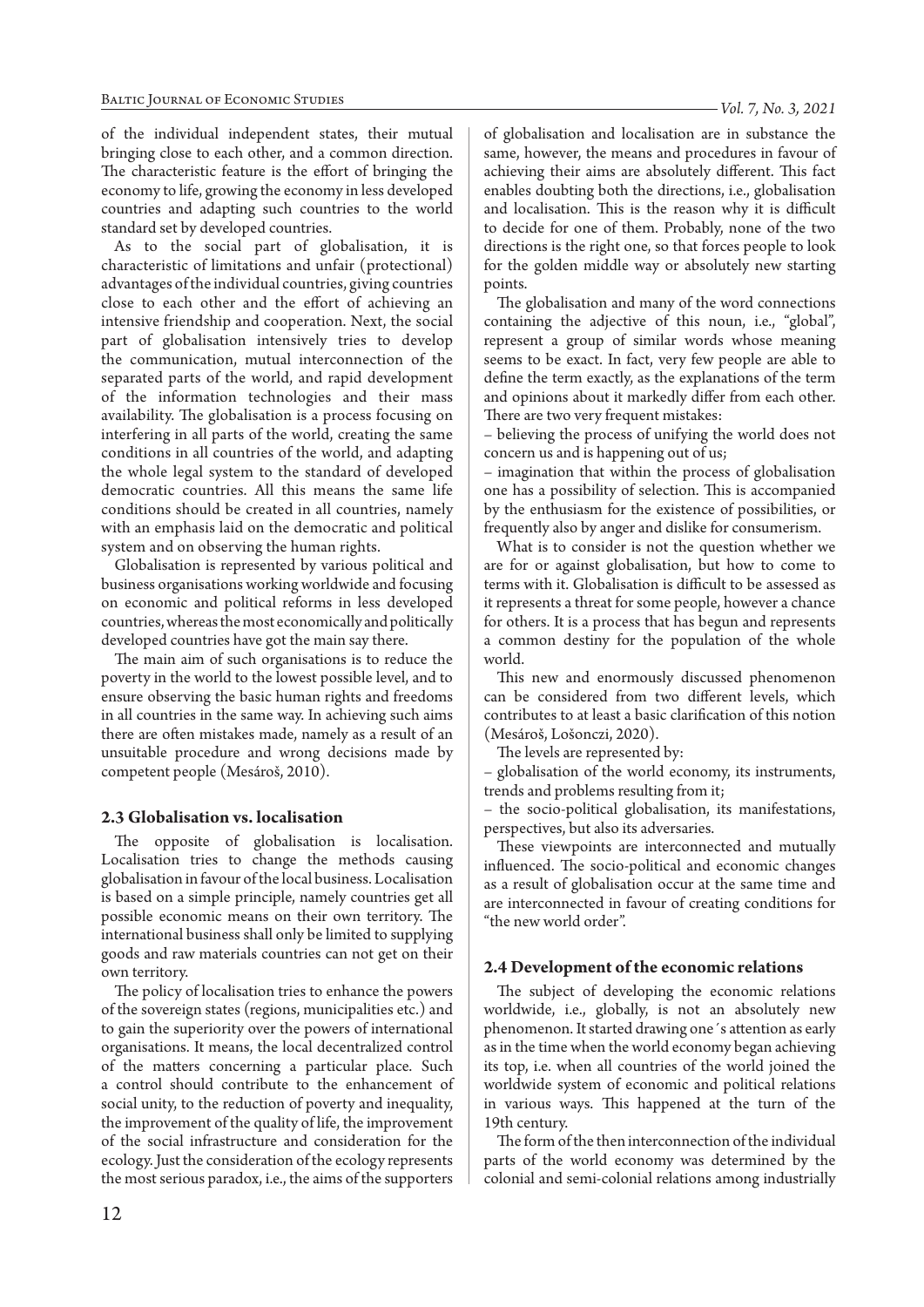of the individual independent states, their mutual bringing close to each other, and a common direction. The characteristic feature is the effort of bringing the economy to life, growing the economy in less developed countries and adapting such countries to the world standard set by developed countries.

As to the social part of globalisation, it is characteristic of limitations and unfair (protectional) advantages of the individual countries, giving countries close to each other and the effort of achieving an intensive friendship and cooperation. Next, the social part of globalisation intensively tries to develop the communication, mutual interconnection of the separated parts of the world, and rapid development of the information technologies and their mass availability. The globalisation is a process focusing on interfering in all parts of the world, creating the same conditions in all countries of the world, and adapting the whole legal system to the standard of developed democratic countries. All this means the same life conditions should be created in all countries, namely with an emphasis laid on the democratic and political system and on observing the human rights.

Globalisation is represented by various political and business organisations working worldwide and focusing on economic and political reforms in less developed countries, whereas the most economically and politically developed countries have got the main say there.

The main aim of such organisations is to reduce the poverty in the world to the lowest possible level, and to ensure observing the basic human rights and freedoms in all countries in the same way. In achieving such aims there are often mistakes made, namely as a result of an unsuitable procedure and wrong decisions made by competent people (Mesároš, 2010).

### 2.3 Globalisation vs. localisation

The opposite of globalisation is localisation. Localisation tries to change the methods causing globalisation in favour of the local business. Localisation is based on a simple principle, namely countries get all possible economic means on their own territory. The international business shall only be limited to supplying goods and raw materials countries can not get on their own territory.

The policy of localisation tries to enhance the powers of the sovereign states (regions, municipalities etc.) and to gain the superiority over the powers of international organisations. It means, the local decentralized control of the matters concerning a particular place. Such a control should contribute to the enhancement of social unity, to the reduction of poverty and inequality, the improvement of the quality of life, the improvement of the social infrastructure and consideration for the ecology. Just the consideration of the ecology represents the most serious paradox, i.e., the aims of the supporters of globalisation and localisation are in substance the same, however, the means and procedures in favour of achieving their aims are absolutely different. This fact enables doubting both the directions, i.e., globalisation and localisation. This is the reason why it is difficult to decide for one of them. Probably, none of the two directions is the right one, so that forces people to look for the golden middle way or absolutely new starting points.

The globalisation and many of the word connections containing the adjective of this noun, i.e., "global", represent a group of similar words whose meaning seems to be exact. In fact, very few people are able to define the term exactly, as the explanations of the term and opinions about it markedly differ from each other. There are two very frequent mistakes:

– believing the process of unifying the world does not concern us and is happening out of us;

– imagination that within the process of globalisation one has a possibility of selection. This is accompanied by the enthusiasm for the existence of possibilities, or frequently also by anger and dislike for consumerism.

What is to consider is not the question whether we are for or against globalisation, but how to come to terms with it. Globalisation is difficult to be assessed as it represents a threat for some people, however a chance for others. It is a process that has begun and represents a common destiny for the population of the whole world.

This new and enormously discussed phenomenon can be considered from two different levels, which contributes to at least a basic clarification of this notion (Mesároš, Lošonczi, 2020).

The levels are represented by:

– globalisation of the world economy, its instruments, trends and problems resulting from it;

– the socio-political globalisation, its manifestations, perspectives, but also its adversaries.

These viewpoints are interconnected and mutually influenced. The socio-political and economic changes as a result of globalisation occur at the same time and are interconnected in favour of creating conditions for "the new world order".

### 2.4 Development of the economic relations

The subject of developing the economic relations worldwide, i.e., globally, is not an absolutely new phenomenon. It started drawing one´s attention as early as in the time when the world economy began achieving its top, i.e. when all countries of the world joined the worldwide system of economic and political relations in various ways. This happened at the turn of the 19th century.

The form of the then interconnection of the individual parts of the world economy was determined by the colonial and semi-colonial relations among industrially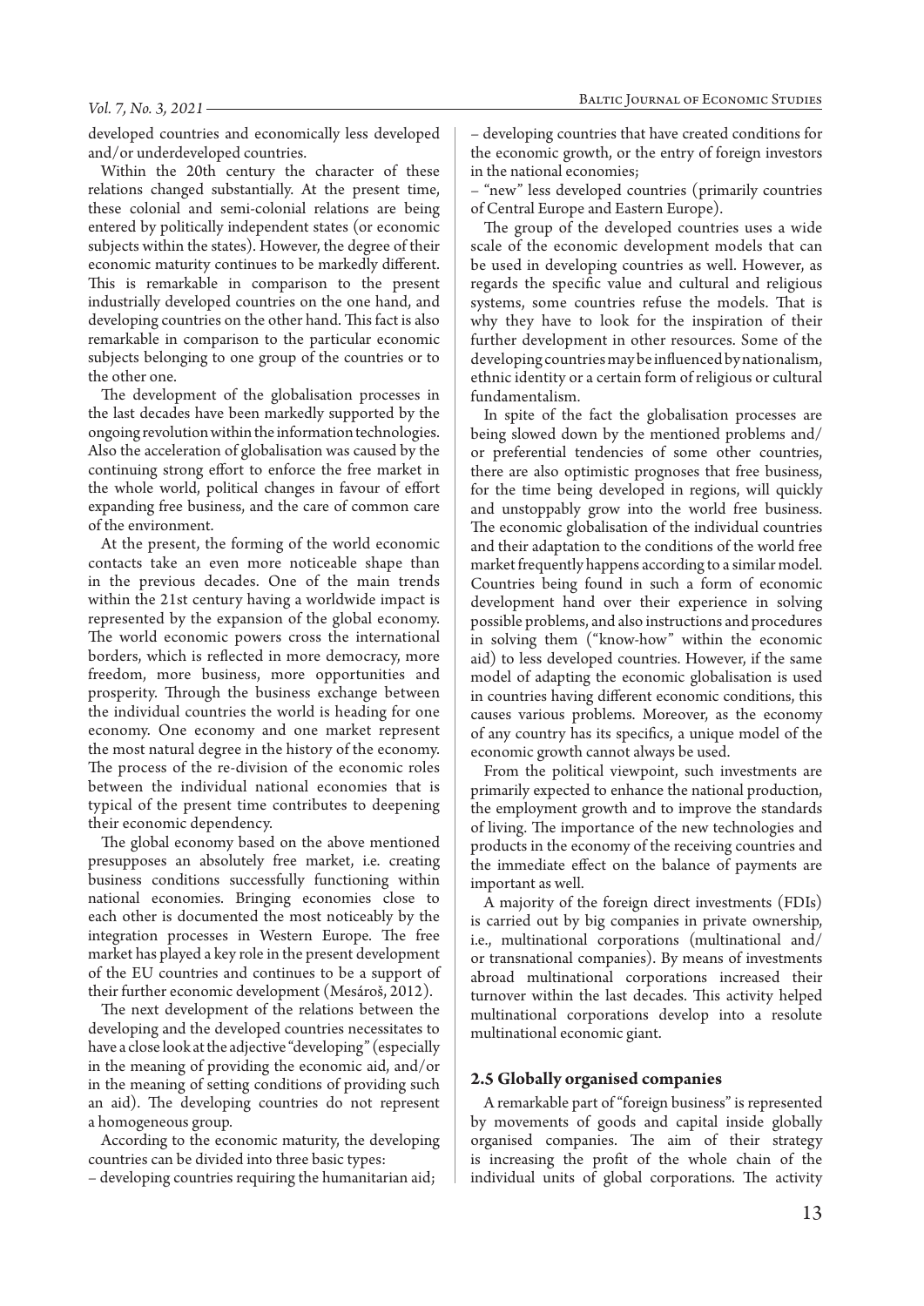developed countries and economically less developed and/or underdeveloped countries.

Within the 20th century the character of these relations changed substantially. At the present time, these colonial and semi-colonial relations are being entered by politically independent states (or economic subjects within the states). However, the degree of their economic maturity continues to be markedly different. This is remarkable in comparison to the present industrially developed countries on the one hand, and developing countries on the other hand. This fact is also remarkable in comparison to the particular economic subjects belonging to one group of the countries or to the other one.

The development of the globalisation processes in the last decades have been markedly supported by the ongoing revolution within the information technologies. Also the acceleration of globalisation was caused by the continuing strong effort to enforce the free market in the whole world, political changes in favour of effort expanding free business, and the care of common care of the environment.

At the present, the forming of the world economic contacts take an even more noticeable shape than in the previous decades. One of the main trends within the 21st century having a worldwide impact is represented by the expansion of the global economy. The world economic powers cross the international borders, which is reflected in more democracy, more freedom, more business, more opportunities and prosperity. Through the business exchange between the individual countries the world is heading for one economy. One economy and one market represent the most natural degree in the history of the economy. The process of the re-division of the economic roles between the individual national economies that is typical of the present time contributes to deepening their economic dependency.

The global economy based on the above mentioned presupposes an absolutely free market, i.e. creating business conditions successfully functioning within national economies. Bringing economies close to each other is documented the most noticeably by the integration processes in Western Europe. The free market has played a key role in the present development of the EU countries and continues to be a support of their further economic development (Mesároš, 2012).

The next development of the relations between the developing and the developed countries necessitates to have a close look at the adjective "developing" (especially in the meaning of providing the economic aid, and/or in the meaning of setting conditions of providing such an aid). The developing countries do not represent a homogeneous group.

According to the economic maturity, the developing countries can be divided into three basic types:

– developing countries requiring the humanitarian aid;

– developing countries that have created conditions for the economic growth, or the entry of foreign investors in the national economies;

– "new" less developed countries (primarily countries of Central Europe and Eastern Europe).

The group of the developed countries uses a wide scale of the economic development models that can be used in developing countries as well. However, as regards the specific value and cultural and religious systems, some countries refuse the models. That is why they have to look for the inspiration of their further development in other resources. Some of the developing countries may be influenced by nationalism, ethnic identity or a certain form of religious or cultural fundamentalism.

In spite of the fact the globalisation processes are being slowed down by the mentioned problems and/or preferential tendencies of some other countries, there are also optimistic prognoses that free business, for the time being developed in regions, will quickly and unstoppably grow into the world free business. The economic globalisation of the individual countries and their adaptation to the conditions of the world free market frequently happens according to a similar model. Countries being found in such a form of economic development hand over their experience in solving possible problems, and also instructions and procedures in solving them ("know-how" within the economic aid) to less developed countries. However, if the same model of adapting the economic globalisation is used in countries having different economic conditions, this causes various problems. Moreover, as the economy of any country has its specifics, a unique model of the economic growth cannot always be used.

From the political viewpoint, such investments are primarily expected to enhance the national production, the employment growth and to improve the standards of living. The importance of the new technologies and products in the economy of the receiving countries and the immediate effect on the balance of payments are important as well.

A majority of the foreign direct investments (FDIs) is carried out by big companies in private ownership, i.e., multinational corporations (multinational and/or transnational companies). By means of investments abroad multinational corporations increased their turnover within the last decades. This activity helped multinational corporations develop into a resolute multinational economic giant.

### 2.5 Globally organised companies

A remarkable part of "foreign business" is represented by movements of goods and capital inside globally organised companies. The aim of their strategy is increasing the profit of the whole chain of the individual units of global corporations. The activity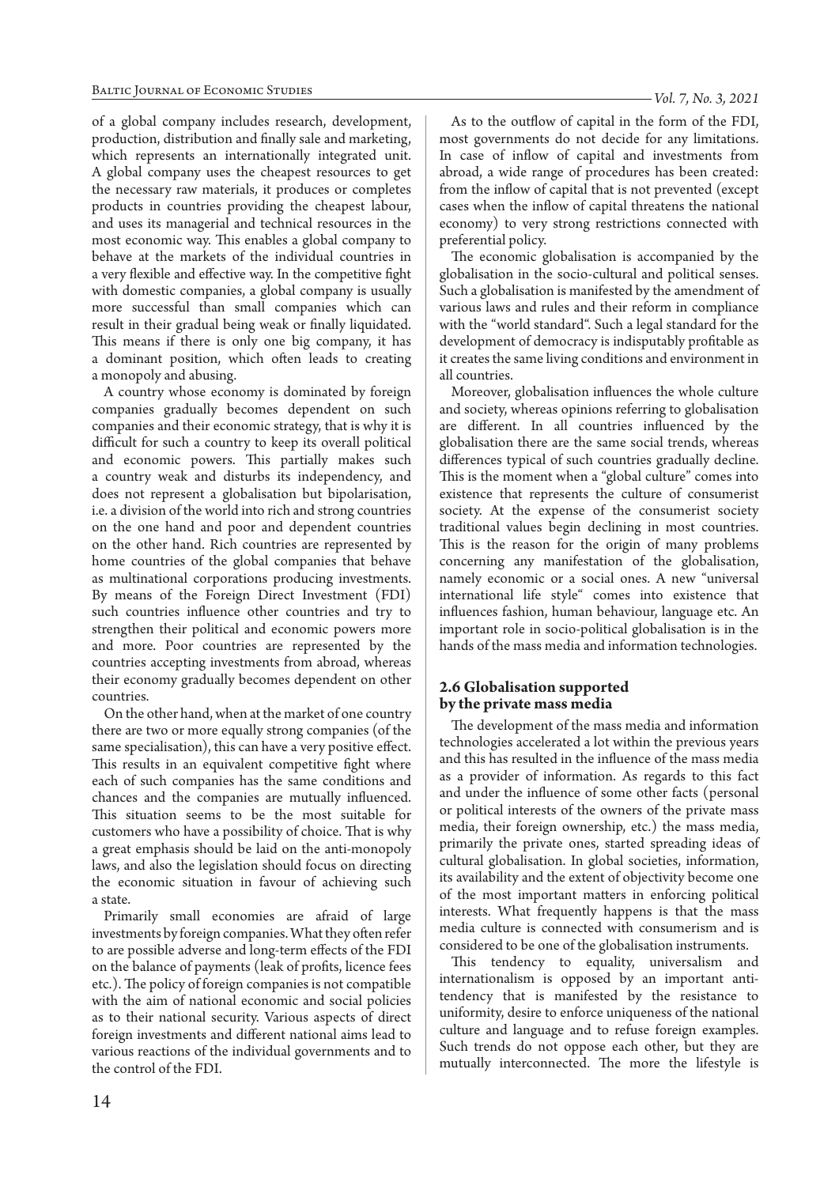of a global company includes research, development, production, distribution and finally sale and marketing, which represents an internationally integrated unit. A global company uses the cheapest resources to get the necessary raw materials, it produces or completes products in countries providing the cheapest labour, and uses its managerial and technical resources in the most economic way. This enables a global company to behave at the markets of the individual countries in a very flexible and effective way. In the competitive fight with domestic companies, a global company is usually more successful than small companies which can result in their gradual being weak or finally liquidated. This means if there is only one big company, it has a dominant position, which often leads to creating a monopoly and abusing.

A country whose economy is dominated by foreign companies gradually becomes dependent on such companies and their economic strategy, that is why it is difficult for such a country to keep its overall political and economic powers. This partially makes such a country weak and disturbs its independency, and does not represent a globalisation but bipolarisation, i.e. a division of the world into rich and strong countries on the one hand and poor and dependent countries on the other hand. Rich countries are represented by home countries of the global companies that behave as multinational corporations producing investments. By means of the Foreign Direct Investment (FDI) such countries influence other countries and try to strengthen their political and economic powers more and more. Poor countries are represented by the countries accepting investments from abroad, whereas their economy gradually becomes dependent on other countries.

On the other hand, when at the market of one country there are two or more equally strong companies (of the same specialisation), this can have a very positive effect. This results in an equivalent competitive fight where each of such companies has the same conditions and chances and the companies are mutually influenced. This situation seems to be the most suitable for customers who have a possibility of choice. That is why a great emphasis should be laid on the anti-monopoly laws, and also the legislation should focus on directing the economic situation in favour of achieving such a state.

Primarily small economies are afraid of large investments by foreign companies. What they often refer to are possible adverse and long-term effects of the FDI on the balance of payments (leak of profits, licence fees etc.). The policy of foreign companies is not compatible with the aim of national economic and social policies as to their national security. Various aspects of direct foreign investments and different national aims lead to various reactions of the individual governments and to the control of the FDI.

As to the outflow of capital in the form of the FDI, most governments do not decide for any limitations. In case of inflow of capital and investments from abroad, a wide range of procedures has been created: from the inflow of capital that is not prevented (except cases when the inflow of capital threatens the national economy) to very strong restrictions connected with preferential policy.

The economic globalisation is accompanied by the globalisation in the socio-cultural and political senses. Such a globalisation is manifested by the amendment of various laws and rules and their reform in compliance with the "world standard". Such a legal standard for the development of democracy is indisputably profitable as it creates the same living conditions and environment in all countries.

Moreover, globalisation influences the whole culture and society, whereas opinions referring to globalisation are different. In all countries influenced by the globalisation there are the same social trends, whereas differences typical of such countries gradually decline. This is the moment when a "global culture" comes into existence that represents the culture of consumerist society. At the expense of the consumerist society traditional values begin declining in most countries. This is the reason for the origin of many problems concerning any manifestation of the globalisation, namely economic or a social ones. A new "universal international life style" comes into existence that influences fashion, human behaviour, language etc. An important role in socio-political globalisation is in the hands of the mass media and information technologies.

### 2.6 Globalisation supported by the private mass media

The development of the mass media and information technologies accelerated a lot within the previous years and this has resulted in the influence of the mass media as a provider of information. As regards to this fact and under the influence of some other facts (personal or political interests of the owners of the private mass media, their foreign ownership, etc.) the mass media, primarily the private ones, started spreading ideas of cultural globalisation. In global societies, information, its availability and the extent of objectivity become one of the most important matters in enforcing political interests. What frequently happens is that the mass media culture is connected with consumerism and is considered to be one of the globalisation instruments.

This tendency to equality, universalism and internationalism is opposed by an important anti-tendency that is manifested by the resistance to uniformity, desire to enforce uniqueness of the national culture and language and to refuse foreign examples. Such trends do not oppose each other, but they are mutually interconnected. The more the lifestyle is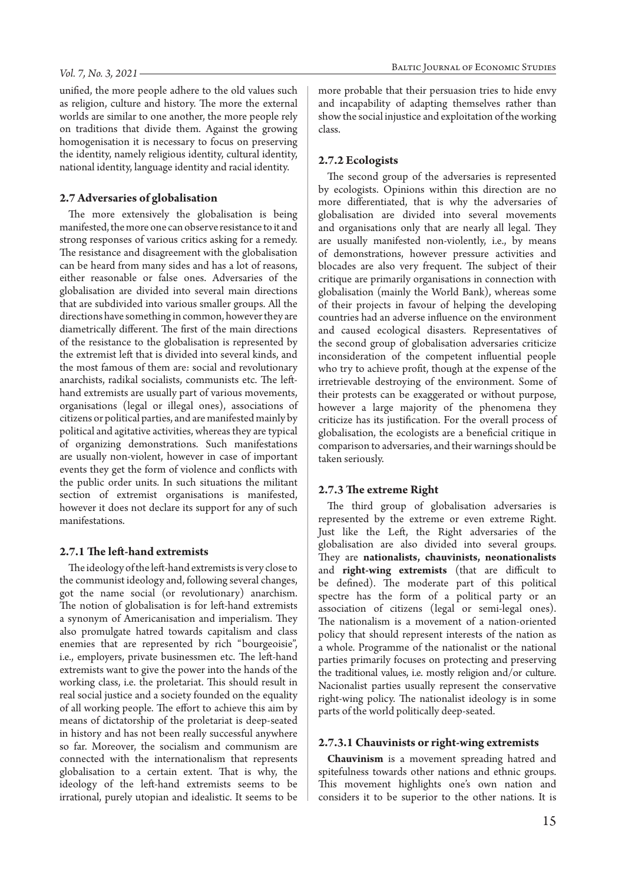unified, the more people adhere to the old values such as religion, culture and history. The more the external worlds are similar to one another, the more people rely on traditions that divide them. Against the growing homogenisation it is necessary to focus on preserving the identity, namely religious identity, cultural identity, national identity, language identity and racial identity.

### 2.7 Adversaries of globalisation

The more extensively the globalisation is being manifested, the more one can observe resistance to it and strong responses of various critics asking for a remedy. The resistance and disagreement with the globalisation can be heard from many sides and has a lot of reasons, either reasonable or false ones. Adversaries of the globalisation are divided into several main directions that are subdivided into various smaller groups. All the directions have something in common, however they are diametrically different. The first of the main directions of the resistance to the globalisation is represented by the extremist left that is divided into several kinds, and the most famous of them are: social and revolutionary anarchists, radikal socialists, communists etc. The left-hand extremists are usually part of various movements, organisations (legal or illegal ones), associations of citizens or political parties, and are manifested mainly by political and agitative activities, whereas they are typical of organizing demonstrations. Such manifestations are usually non-violent, however in case of important events they get the form of violence and conflicts with the public order units. In such situations the militant section of extremist organisations is manifested, however it does not declare its support for any of such manifestations.

#### 2.7.1 The left-hand extremists

The ideology of the left-hand extremists is very close to the communist ideology and, following several changes, got the name social (or revolutionary) anarchism. The notion of globalisation is for left-hand extremists a synonym of Americanisation and imperialism. They also promulgate hatred towards capitalism and class enemies that are represented by rich "bourgeoisie", i.e., employers, private businessmen etc. The left-hand extremists want to give the power into the hands of the working class, i.e. the proletariat. This should result in real social justice and a society founded on the equality of all working people. The effort to achieve this aim by means of dictatorship of the proletariat is deep-seated in history and has not been really successful anywhere so far. Moreover, the socialism and communism are connected with the internationalism that represents globalisation to a certain extent. That is why, the ideology of the left-hand extremists seems to be irrational, purely utopian and idealistic. It seems to be more probable that their persuasion tries to hide envy and incapability of adapting themselves rather than show the social injustice and exploitation of the working class.

#### 2.7.2 Ecologists

The second group of the adversaries is represented by ecologists. Opinions within this direction are no more differentiated, that is why the adversaries of globalisation are divided into several movements and organisations only that are nearly all legal. They are usually manifested non-violently, i.e., by means of demonstrations, however pressure activities and blocades are also very frequent. The subject of their critique are primarily organisations in connection with globalisation (mainly the World Bank), whereas some of their projects in favour of helping the developing countries had an adverse influence on the environment and caused ecological disasters. Representatives of the second group of globalisation adversaries criticize inconsideration of the competent influential people who try to achieve profit, though at the expense of the irretrievable destroying of the environment. Some of their protests can be exaggerated or without purpose, however a large majority of the phenomena they criticize has its justification. For the overall process of globalisation, the ecologists are a beneficial critique in comparison to adversaries, and their warnings should be taken seriously.

#### 2.7.3 The extreme Right

The third group of globalisation adversaries is represented by the extreme or even extreme Right. Just like the Left, the Right adversaries of the globalisation are also divided into several groups. They are **nationalists, chauvinists, neonationalists** and **right-wing extremists** (that are difficult to be defined). The moderate part of this political spectre has the form of a political party or an association of citizens (legal or semi-legal ones). The nationalism is a movement of a nation-oriented policy that should represent interests of the nation as a whole. Programme of the nationalist or the national parties primarily focuses on protecting and preserving the traditional values, i.e. mostly religion and/or culture. Nacionalist parties usually represent the conservative right-wing policy. The nationalist ideology is in some parts of the world politically deep-seated.

##### 2.7.3.1 Chauvinists or right-wing extremists

**Chauvinism** is a movement spreading hatred and spitefulness towards other nations and ethnic groups. This movement highlights one's own nation and considers it to be superior to the other nations. It is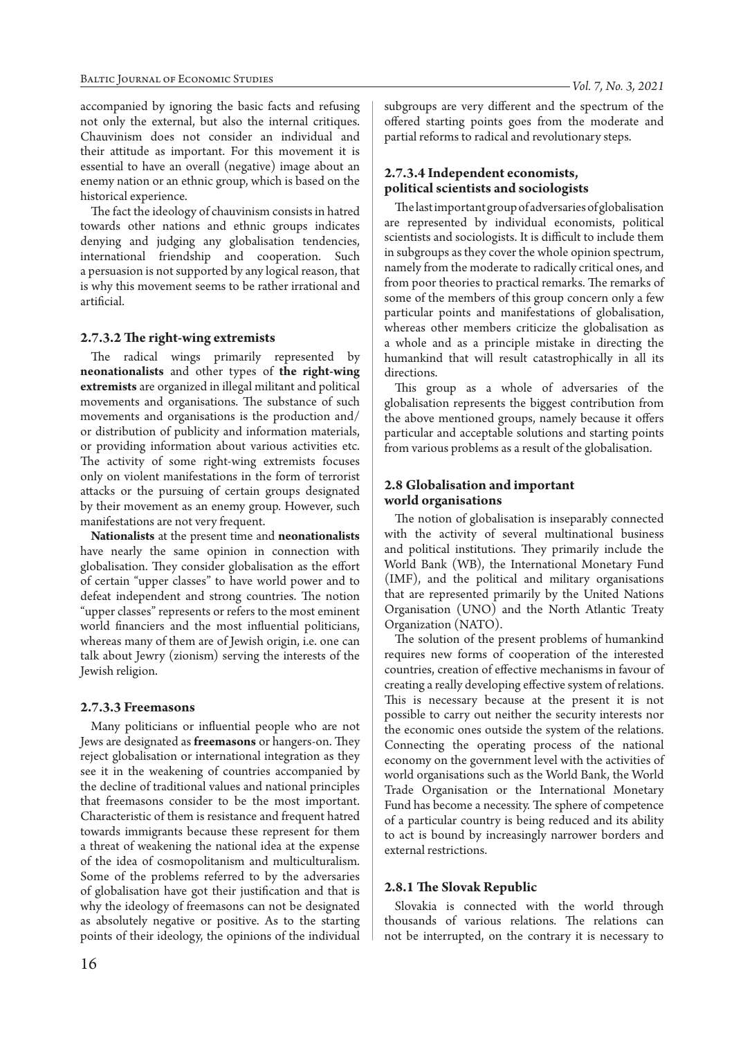accompanied by ignoring the basic facts and refusing not only the external, but also the internal critiques. Chauvinism does not consider an individual and their attitude as important. For this movement it is essential to have an overall (negative) image about an enemy nation or an ethnic group, which is based on the historical experience.

The fact the ideology of chauvinism consists in hatred towards other nations and ethnic groups indicates denying and judging any globalisation tendencies, international friendship and cooperation. Such a persuasion is not supported by any logical reason, that is why this movement seems to be rather irrational and artificial.

#### 2.7.3.2 The right-wing extremists

The radical wings primarily represented by **neonationalists** and other types of **the right-wing extremists** are organized in illegal militant and political movements and organisations. The substance of such movements and organisations is the production and/or distribution of publicity and information materials, or providing information about various activities etc. The activity of some right-wing extremists focuses only on violent manifestations in the form of terrorist attacks or the pursuing of certain groups designated by their movement as an enemy group. However, such manifestations are not very frequent.

**Nationalists** at the present time and **neonationalists** have nearly the same opinion in connection with globalisation. They consider globalisation as the effort of certain "upper classes" to have world power and to defeat independent and strong countries. The notion "upper classes" represents or refers to the most eminent world financiers and the most influential politicians, whereas many of them are of Jewish origin, i.e. one can talk about Jewry (zionism) serving the interests of the Jewish religion.

#### 2.7.3.3 Freemasons

Many politicians or influential people who are not Jews are designated as **freemasons** or hangers-on. They reject globalisation or international integration as they see it in the weakening of countries accompanied by the decline of traditional values and national principles that freemasons consider to be the most important. Characteristic of them is resistance and frequent hatred towards immigrants because these represent for them a threat of weakening the national idea at the expense of the idea of cosmopolitanism and multiculturalism. Some of the problems referred to by the adversaries of globalisation have got their justification and that is why the ideology of freemasons can not be designated as absolutely negative or positive. As to the starting points of their ideology, the opinions of the individual subgroups are very different and the spectrum of the offered starting points goes from the moderate and partial reforms to radical and revolutionary steps.

#### 2.7.3.4 Independent economists, political scientists and sociologists

The last important group of adversaries of globalisation are represented by individual economists, political scientists and sociologists. It is difficult to include them in subgroups as they cover the whole opinion spectrum, namely from the moderate to radically critical ones, and from poor theories to practical remarks. The remarks of some of the members of this group concern only a few particular points and manifestations of globalisation, whereas other members criticize the globalisation as a whole and as a principle mistake in directing the humankind that will result catastrophically in all its directions.

This group as a whole of adversaries of the globalisation represents the biggest contribution from the above mentioned groups, namely because it offers particular and acceptable solutions and starting points from various problems as a result of the globalisation.

### 2.8 Globalisation and important world organisations

The notion of globalisation is inseparably connected with the activity of several multinational business and political institutions. They primarily include the World Bank (WB), the International Monetary Fund (IMF), and the political and military organisations that are represented primarily by the United Nations Organisation (UNO) and the North Atlantic Treaty Organization (NATO).

The solution of the present problems of humankind requires new forms of cooperation of the interested countries, creation of effective mechanisms in favour of creating a really developing effective system of relations. This is necessary because at the present it is not possible to carry out neither the security interests nor the economic ones outside the system of the relations. Connecting the operating process of the national economy on the government level with the activities of world organisations such as the World Bank, the World Trade Organisation or the International Monetary Fund has become a necessity. The sphere of competence of a particular country is being reduced and its ability to act is bound by increasingly narrower borders and external restrictions.

#### 2.8.1 The Slovak Republic

Slovakia is connected with the world through thousands of various relations. The relations can not be interrupted, on the contrary it is necessary to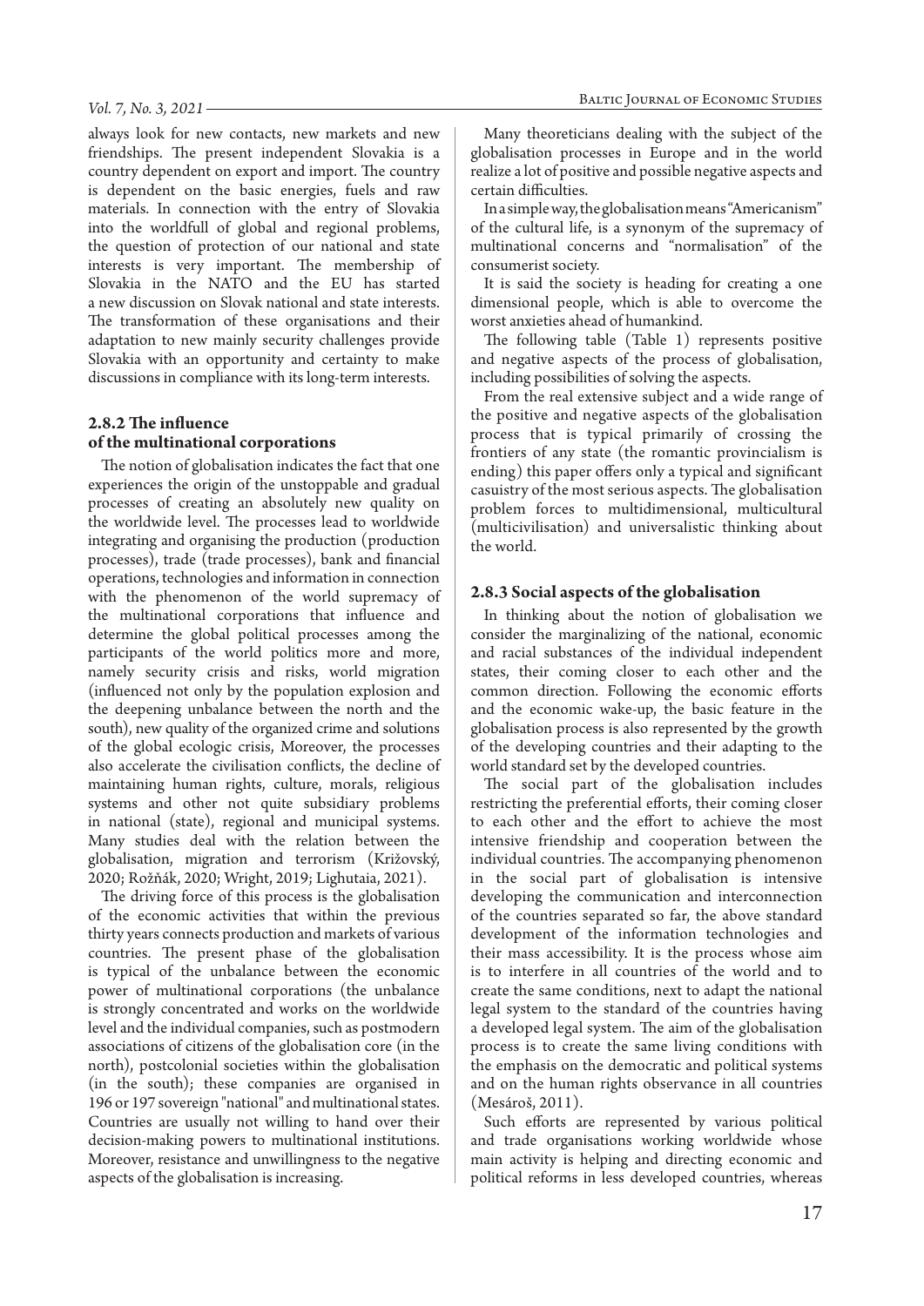always look for new contacts, new markets and new friendships. The present independent Slovakia is a country dependent on export and import. The country is dependent on the basic energies, fuels and raw materials. In connection with the entry of Slovakia into the worldfull of global and regional problems, the question of protection of our national and state interests is very important. The membership of Slovakia in the NATO and the EU has started a new discussion on Slovak national and state interests. The transformation of these organisations and their adaptation to new mainly security challenges provide Slovakia with an opportunity and certainty to make discussions in compliance with its long-term interests.

### 2.8.2 The influence of the multinational corporations

The notion of globalisation indicates the fact that one experiences the origin of the unstoppable and gradual processes of creating an absolutely new quality on the worldwide level. The processes lead to worldwide integrating and organising the production (production processes), trade (trade processes), bank and financial operations, technologies and information in connection with the phenomenon of the world supremacy of the multinational corporations that influence and determine the global political processes among the participants of the world politics more and more, namely security crisis and risks, world migration (influenced not only by the population explosion and the deepening unbalance between the north and the south), new quality of the organized crime and solutions of the global ecologic crisis, Moreover, the processes also accelerate the civilisation conflicts, the decline of maintaining human rights, culture, morals, religious systems and other not quite subsidiary problems in national (state), regional and municipal systems. Many studies deal with the relation between the globalisation, migration and terrorism (Križovský, 2020; Rožňák, 2020; Wright, 2019; Lighutaia, 2021).

The driving force of this process is the globalisation of the economic activities that within the previous thirty years connects production and markets of various countries. The present phase of the globalisation is typical of the unbalance between the economic power of multinational corporations (the unbalance is strongly concentrated and works on the worldwide level and the individual companies, such as postmodern associations of citizens of the globalisation core (in the north), postcolonial societies within the globalisation (in the south); these companies are organised in 196 or 197 sovereign "national" and multinational states. Countries are usually not willing to hand over their decision-making powers to multinational institutions. Moreover, resistance and unwillingness to the negative aspects of the globalisation is increasing.

Many theoreticians dealing with the subject of the globalisation processes in Europe and in the world realize a lot of positive and possible negative aspects and certain difficulties.

In a simple way, the globalisation means "Americanism" of the cultural life, is a synonym of the supremacy of multinational concerns and "normalisation" of the consumerist society.

It is said the society is heading for creating a one dimensional people, which is able to overcome the worst anxieties ahead of humankind.

The following table (Table 1) represents positive and negative aspects of the process of globalisation, including possibilities of solving the aspects.

From the real extensive subject and a wide range of the positive and negative aspects of the globalisation process that is typical primarily of crossing the frontiers of any state (the romantic provincialism is ending) this paper offers only a typical and significant casuistry of the most serious aspects. The globalisation problem forces to multidimensional, multicultural (multicivilisation) and universalistic thinking about the world.

### 2.8.3 Social aspects of the globalisation

In thinking about the notion of globalisation we consider the marginalizing of the national, economic and racial substances of the individual independent states, their coming closer to each other and the common direction. Following the economic efforts and the economic wake-up, the basic feature in the globalisation process is also represented by the growth of the developing countries and their adapting to the world standard set by the developed countries.

The social part of the globalisation includes restricting the preferential efforts, their coming closer to each other and the effort to achieve the most intensive friendship and cooperation between the individual countries. The accompanying phenomenon in the social part of globalisation is intensive developing the communication and interconnection of the countries separated so far, the above standard development of the information technologies and their mass accessibility. It is the process whose aim is to interfere in all countries of the world and to create the same conditions, next to adapt the national legal system to the standard of the countries having a developed legal system. The aim of the globalisation process is to create the same living conditions with the emphasis on the democratic and political systems and on the human rights observance in all countries (Mesároš, 2011).

Such efforts are represented by various political and trade organisations working worldwide whose main activity is helping and directing economic and political reforms in less developed countries, whereas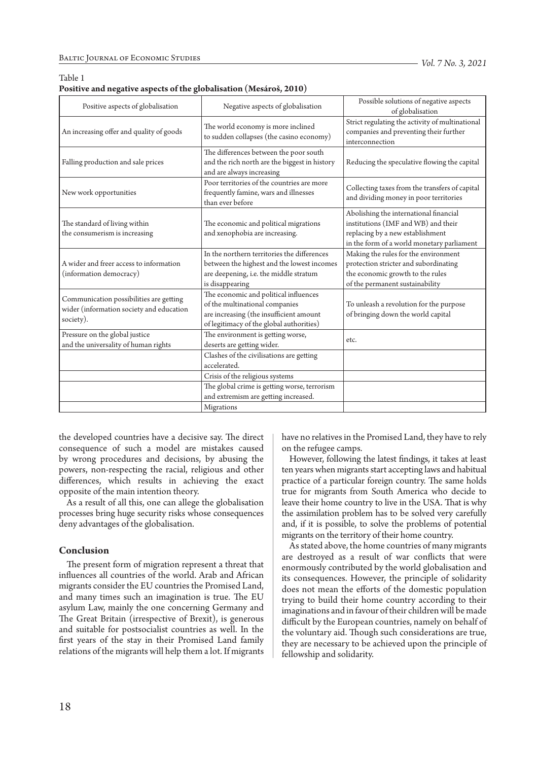Table 1
**Positive and negative aspects of the globalisation (Mesároš, 2010)**

| Positive aspects of globalisation | Negative aspects of globalisation | Possible solutions of negative aspects of globalisation |
|---|---|---|
| An increasing offer and quality of goods | The world economy is more inclined to sudden collapses (the casino economy) | Strict regulating the activity of multinational companies and preventing their further interconnection |
| Falling production and sale prices | The differences between the poor south and the rich north are the biggest in history and are always increasing | Reducing the speculative flowing the capital |
| New work opportunities | Poor territories of the countries are more frequently famine, wars and illnesses than ever before | Collecting taxes from the transfers of capital and dividing money in poor territories |
| The standard of living within the consumerism is increasing | The economic and political migrations and xenophobia are increasing. | Abolishing the international financial institutions (IMF and WB) and their replacing by a new establishment in the form of a world monetary parliament |
| A wider and freer access to information (information democracy) | In the northern territories the differences between the highest and the lowest incomes are deepening, i.e. the middle stratum is disappearing | Making the rules for the environment protection stricter and subordinating the economic growth to the rules of the permanent sustainability |
| Communication possibilities are getting wider (information society and education society). | The economic and political influences of the multinational companies are increasing (the insufficient amount of legitimacy of the global authorities) | To unleash a revolution for the purpose of bringing down the world capital |
| Pressure on the global justice and the universality of human rights | The environment is getting worse, deserts are getting wider. | etc. |
| | Clashes of the civilisations are getting accelerated. | |
| | Crisis of the religious systems | |
| | The global crime is getting worse, terrorism and extremism are getting increased. | |
| | Migrations | |

the developed countries have a decisive say. The direct consequence of such a model are mistakes caused by wrong procedures and decisions, by abusing the powers, non-respecting the racial, religious and other differences, which results in achieving the exact opposite of the main intention theory.

As a result of all this, one can allege the globalisation processes bring huge security risks whose consequences deny advantages of the globalisation.

## Conclusion

The present form of migration represent a threat that influences all countries of the world. Arab and African migrants consider the EU countries the Promised Land, and many times such an imagination is true. The EU asylum Law, mainly the one concerning Germany and The Great Britain (irrespective of Brexit), is generous and suitable for postsocialist countries as well. In the first years of the stay in their Promised Land family relations of the migrants will help them a lot. If migrants have no relatives in the Promised Land, they have to rely on the refugee camps.

However, following the latest findings, it takes at least ten years when migrants start accepting laws and habitual practice of a particular foreign country. The same holds true for migrants from South America who decide to leave their home country to live in the USA. That is why the assimilation problem has to be solved very carefully and, if it is possible, to solve the problems of potential migrants on the territory of their home country.

As stated above, the home countries of many migrants are destroyed as a result of war conflicts that were enormously contributed by the world globalisation and its consequences. However, the principle of solidarity does not mean the efforts of the domestic population trying to build their home country according to their imaginations and in favour of their children will be made difficult by the European countries, namely on behalf of the voluntary aid. Though such considerations are true, they are necessary to be achieved upon the principle of fellowship and solidarity.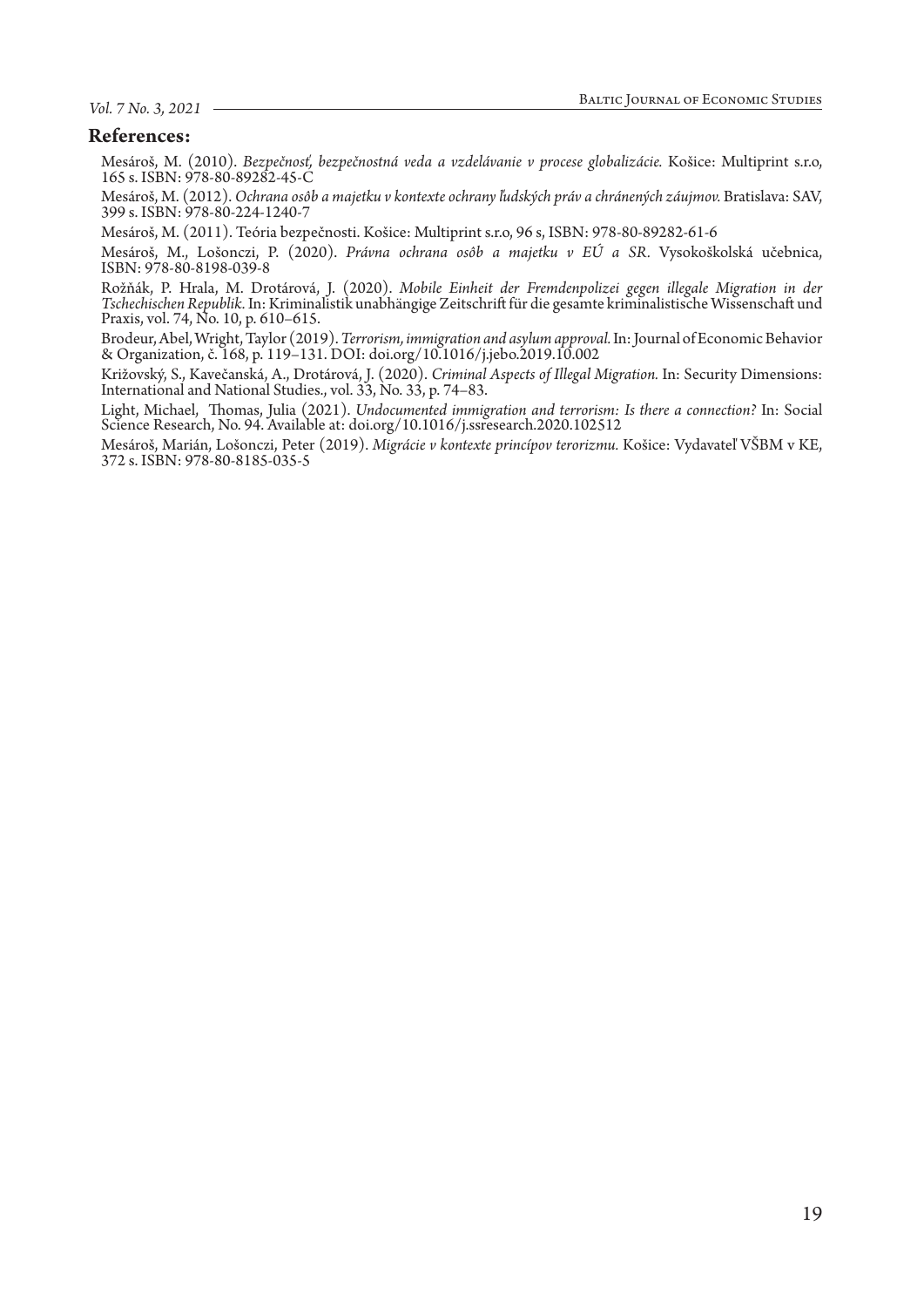## References:

Mesároš, M. (2010). *Bezpečnosť, bezpečnostná veda a vzdelávanie v procese globalizácie.* Košice: Multiprint s.r.o, 165 s. ISBN: 978-80-89282-45-C

Mesároš, M. (2012). *Ochrana osôb a majetku v kontexte ochrany ľudských práv a chránených záujmov.* Bratislava: SAV, 399 s. ISBN: 978-80-224-1240-7

Mesároš, M. (2011). Teória bezpečnosti. Košice: Multiprint s.r.o, 96 s, ISBN: 978-80-89282-61-6

Mesároš, M., Lošonczi, P. (2020). *Právna ochrana osôb a majetku v EÚ a SR*. Vysokoškolská učebnica, ISBN: 978-80-8198-039-8

Rožňák, P. Hrala, M. Drotárová, J. (2020). *Mobile Einheit der Fremdenpolizei gegen illegale Migration in der Tschechischen Republik.* In: Kriminalistik unabhängige Zeitschrift für die gesamte kriminalistische Wissenschaft und Praxis, vol. 74, No. 10, p. 610–615.

Brodeur, Abel, Wright, Taylor (2019). *Terrorism, immigration and asylum approval.* In: Journal of Economic Behavior & Organization, č. 168, p. 119–131. DOI: doi.org/10.1016/j.jebo.2019.10.002

Križovský, S., Kavečanská, A., Drotárová, J. (2020). *Criminal Aspects of Illegal Migration.* In: Security Dimensions: International and National Studies., vol. 33, No. 33, p. 74–83.

Light, Michael, Thomas, Julia (2021). *Undocumented immigration and terrorism: Is there a connection?* In: Social Science Research, No. 94. Available at: doi.org/10.1016/j.ssresearch.2020.102512

Mesároš, Marián, Lošonczi, Peter (2019). *Migrácie v kontexte princípov terorizmu.* Košice: Vydavateľ VŠBM v KE, 372 s. ISBN: 978-80-8185-035-5